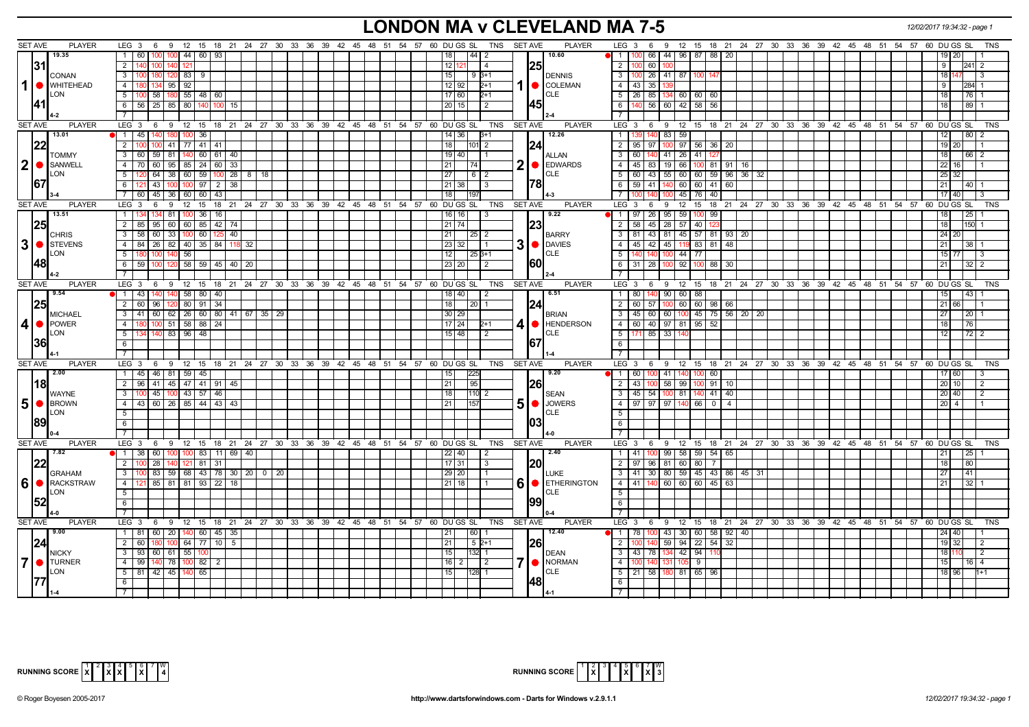# LONDON MA v CLEVELAND MA 7-5

12/02/2017 19:34:32 - page 1

| SET AVE | PLAYER | LEG | 3 | 6 | 9 | 12 | 15 | 18 | 21 | 24 | 27 | 30 | DU | GS | SL | TNS | SET AVE | PLAYER | LEG | 3 | 6 | 9 | 12 | 15 | 18 | 21 | 24 | 27 | 30 | DU | GS | SL | TNS |
|---|---|---|---|---|---|---|---|---|---|---|---|---|---|---|---|---|---|---|---|---|---|---|---|---|---|---|---|---|---|---|---|---|---|
| 19.35 | | 1 | 60 | 100 | 100 | 44 | 60 | 93 | | | | | 18 | | 44 | 2 | 10.60 | | 1 | 100 | 66 | 44 | 96 | 87 | 88 | 20 | | | | 19 | 20 | | 1 |
| 31 | | 2 | 140 | 100 | 140 | 121 | | | | | | | 12 | 121 | | 4 | 25 | | 2 | 100 | 60 | 100 | | | | | | | | 9 | | 241 | 2 |
| | CONAN | 3 | 100 | 180 | 120 | 83 | 9 | | | | | | 15 | | 9 | 3+1 | | DENNIS | 3 | 100 | 26 | 41 | 87 | 100 | 147 | | | | | 18 | 147 | | 3 |
| 1 | WHITEHEAD | 4 | 180 | 134 | 95 | 92 | | | | | | | 12 | 92 | | 2+1 | 1 | COLEMAN | 4 | 43 | 35 | 139 | | | | | | | | 9 | | 284 | 1 |
| | LON | 5 | 100 | 58 | 180 | 55 | 48 | 60 | | | | | 17 | 60 | | 2+1 | | CLE | 5 | 26 | 85 | 134 | 60 | 60 | 60 | | | | | 18 | | 76 | 1 |
| 41 | | 6 | 56 | 25 | 85 | 80 | 140 | 100 | 15 | | | | 20 | 15 | | 2 | 45 | | 6 | 140 | 56 | 60 | 42 | 58 | 56 | | | | | 18 | | 89 | 1 |
| | 4-2 | 7 | | | | | | | | | | | | | | | | 2-4 | 7 | | | | | | | | | | | | | | |
| 13.01 | | 1 | 45 | 140 | 180 | 100 | 36 | | | | | | 14 | 36 | | 3+1 | 12.26 | | 1 | 139 | 140 | 83 | 59 | | | | | | | 12 | | 80 | 2 |
| 22 | | 2 | 100 | 100 | 41 | 77 | 41 | 41 | | | | | 18 | | 101 | 2 | 24 | | 2 | 95 | 97 | 100 | 97 | 56 | 36 | 20 | | | | 19 | 20 | | 1 |
| | TOMMY | 3 | 60 | 59 | 81 | 140 | 60 | 61 | 40 | | | | 19 | 40 | | 1 | | ALLAN | 3 | 60 | 140 | 41 | 26 | 41 | 127 | | | | | 18 | | 66 | 2 |
| 2 | SANWELL | 4 | 70 | 60 | 95 | 85 | 24 | 60 | 33 | | | | 21 | | 74 | | 2 | EDWARDS | 4 | 45 | 83 | 19 | 66 | 100 | 81 | 91 | 16 | | | 22 | 16 | | 1 |
| | LON | 5 | 120 | 64 | 38 | 60 | 59 | 100 | 28 | 8 | 18 | | 27 | | 6 | 2 | | CLE | 5 | 60 | 43 | 55 | 60 | 60 | 59 | 96 | 36 | 32 | | 25 | 32 | | |
| 67 | | 6 | 121 | 43 | 100 | 100 | 97 | 2 | 38 | | | | 21 | 38 | | 3 | 78 | | 6 | 59 | 41 | 140 | 60 | 60 | 41 | 60 | | | | 21 | | 40 | 1 |
| | 3-4 | 7 | 60 | 45 | 36 | 60 | 60 | 43 | | | | | 18 | | 197 | | | 4-3 | 7 | 100 | 140 | 100 | 45 | 76 | 40 | | | | | 17 | 40 | | 3 |
| 13.51 | | 1 | 134 | 134 | 81 | 100 | 36 | 16 | | | | | 16 | 16 | | 3 | 9.22 | | 1 | 97 | 26 | 95 | 59 | 100 | 99 | | | | | 18 | | 25 | 1 |
| 25 | | 2 | 85 | 95 | 60 | 60 | 85 | 42 | 74 | | | | 21 | 74 | | | 23 | | 2 | 58 | 45 | 28 | 57 | 40 | 123 | | | | | 18 | | 150 | 1 |
| | CHRIS | 3 | 58 | 60 | 33 | 100 | 60 | 125 | 40 | | | | 21 | | 25 | 2 | | BARRY | 3 | 81 | 43 | 81 | 45 | 57 | 81 | 93 | 20 | | | 24 | 20 | | |
| 3 | STEVENS | 4 | 84 | 26 | 82 | 40 | 35 | 84 | 118 | 32 | | | 23 | 32 | | 1 | 3 | DAVIES | 4 | 45 | 42 | 45 | 119 | 83 | 81 | 48 | | | | 21 | | 38 | 1 |
| | LON | 5 | 180 | 100 | 140 | 56 | | | | | | | 12 | | 25 | 3+1 | | CLE | 5 | 140 | 140 | 100 | 44 | 77 | | | | | | 15 | 77 | | 3 |
| 48 | | 6 | 59 | 100 | 120 | 58 | 59 | 45 | 40 | 20 | | | 23 | 20 | | 2 | 60 | | 6 | 31 | 28 | 100 | 92 | 100 | 88 | 30 | | | | 21 | | 32 | 2 |
| | 4-2 | 7 | | | | | | | | | | | | | | | | 2-4 | 7 | | | | | | | | | | | | | | |
| 9.54 | | 1 | 43 | 140 | 140 | 58 | 80 | 40 | | | | | 18 | 40 | | 2 | 6.51 | | 1 | 80 | 140 | 90 | 60 | 88 | | | | | | 15 | | 43 | 1 |
| 25 | | 2 | 60 | 96 | 120 | 80 | 91 | 34 | | | | | 18 | | 20 | 1 | 24 | | 2 | 60 | 57 | 100 | 60 | 60 | 98 | 66 | | | | 21 | 66 | | 1 |
| | MICHAEL | 3 | 41 | 60 | 62 | 26 | 60 | 80 | 41 | 67 | 35 | 29 | 30 | 29 | | | | BRIAN | 3 | 45 | 60 | 60 | 100 | 45 | 75 | 56 | 20 | 20 | | 27 | | 20 | 1 |
| 4 | POWER | 4 | 180 | 100 | 51 | 58 | 88 | 24 | | | | | 17 | 24 | | 2+1 | 4 | HENDERSON | 4 | 60 | 40 | 97 | 81 | 95 | 52 | | | | | 18 | | 76 | |
| | LON | 5 | 134 | 140 | 83 | 96 | 48 | | | | | | 15 | 48 | | 2 | | CLE | 5 | 171 | 85 | 33 | 140 | | | | | | | 12 | | 72 | 2 |
| 36 | | 6 | | | | | | | | | | | | | | | 67 | | 6 | | | | | | | | | | | | | | |
| | 4-1 | 7 | | | | | | | | | | | | | | | | 1-4 | 7 | | | | | | | | | | | | | | |
| 2.00 | | 1 | 45 | 46 | 81 | 59 | 45 | | | | | | 15 | | 225 | | 9.20 | | 1 | 60 | 100 | 41 | 140 | 100 | 60 | | | | | 17 | 60 | | 3 |
| 18 | | 2 | 96 | 41 | 45 | 47 | 41 | 91 | 45 | | | | 21 | | 95 | | 26 | | 2 | 43 | 100 | 58 | 99 | 100 | 91 | 10 | | | | 20 | 10 | | 2 |
| | WAYNE | 3 | 100 | 45 | 100 | 43 | 57 | 46 | | | | | 18 | | 110 | 2 | | SEAN | 3 | 45 | 54 | 100 | 81 | 140 | 41 | 40 | | | | 20 | 40 | | 2 |
| 5 | BROWN | 4 | 43 | 60 | 26 | 85 | 44 | 43 | 43 | | | | 21 | | 157 | | 5 | JOWERS | 4 | 97 | 97 | 97 | 140 | 66 | 0 | 4 | | | | 20 | 4 | | 1 |
| | LON | 5 | | | | | | | | | | | | | | | | CLE | 5 | | | | | | | | | | | | | | |
| 89 | | 6 | | | | | | | | | | | | | | | 03 | | 6 | | | | | | | | | | | | | | |
| | 0-4 | 7 | | | | | | | | | | | | | | | | 4-0 | 7 | | | | | | | | | | | | | | |
| 7.82 | | 1 | 38 | 60 | 100 | 100 | 83 | 11 | 69 | 40 | | | 22 | 40 | | 2 | 2.40 | | 1 | 41 | 100 | 99 | 58 | 59 | 54 | 65 | | | | 21 | | 25 | 1 |
| 22 | | 2 | 100 | 28 | 140 | 121 | 81 | 31 | | | | | 17 | 31 | | 3 | 20 | | 2 | 97 | 96 | 81 | 60 | 80 | 7 | | | | | 18 | | 80 | |
| | GRAHAM | 3 | 100 | 83 | 59 | 68 | 43 | 78 | 30 | 20 | 0 | 20 | 29 | 20 | | 1 | | LUKE | 3 | 41 | 30 | 80 | 59 | 45 | 43 | 86 | 45 | 31 | | 27 | | 41 | |
| 6 | RACKSTRAW | 4 | 121 | 85 | 81 | 81 | 93 | 22 | 18 | | | | 21 | 18 | | 1 | 6 | ETHERINGTON | 4 | 41 | 140 | 60 | 60 | 60 | 45 | 63 | | | | 21 | | 32 | 1 |
| | LON | 5 | | | | | | | | | | | | | | | | CLE | 5 | | | | | | | | | | | | | | |
| 52 | | 6 | | | | | | | | | | | | | | | 99 | | 6 | | | | | | | | | | | | | | |
| | 4-0 | 7 | | | | | | | | | | | | | | | | 0-4 | 7 | | | | | | | | | | | | | | |
| 9.00 | | 1 | 81 | 60 | 20 | 140 | 60 | 45 | 35 | | | | 21 | | 60 | 1 | 12.40 | | 1 | 78 | 100 | 43 | 30 | 60 | 58 | 92 | 40 | | | 24 | 40 | | 1 |
| 24 | | 2 | 60 | 180 | 100 | 64 | 77 | 10 | 5 | | | | 21 | | 5 | 2+1 | 26 | | 2 | 100 | 140 | 59 | 94 | 22 | 54 | 32 | | | | 19 | 32 | | 2 |
| | NICKY | 3 | 93 | 60 | 61 | 55 | 100 | | | | | | 15 | | 132 | 1 | | DEAN | 3 | 43 | 78 | 134 | 42 | 94 | 110 | | | | | 18 | 110 | | 2 |
| 7 | TURNER | 4 | 99 | 140 | 78 | 100 | 82 | 2 | | | | | 16 | 2 | | 2 | 7 | NORMAN | 4 | 100 | 140 | 131 | 105 | 9 | | | | | | 15 | | 16 | 4 |
| | LON | 5 | 81 | 42 | 45 | 140 | 65 | | | | | | 15 | | 128 | 1 | | CLE | 5 | 21 | 58 | 180 | 81 | 65 | 96 | | | | | 18 | 96 | | 1+1 |
| 77 | | 6 | | | | | | | | | | | | | | | 48 | | 6 | | | | | | | | | | | | | | |
| | 1-4 | 7 | | | | | | | | | | | | | | | | 4-1 | 7 | | | | | | | | | | | | | | |

RUNNING SCORE (LON): 1 X, 2, 3 X, 4 X, 5, 6 X, 7, W 4

RUNNING SCORE (CLE): 1, 2 X, 3, 4, 5 X, 6, 7 X, W 3

© Roger Boyesen 2005-2017 http://www.dartsforwindows.com - Darts for Windows v.2.9.1.1 12/02/2017 19:34:32 - page 1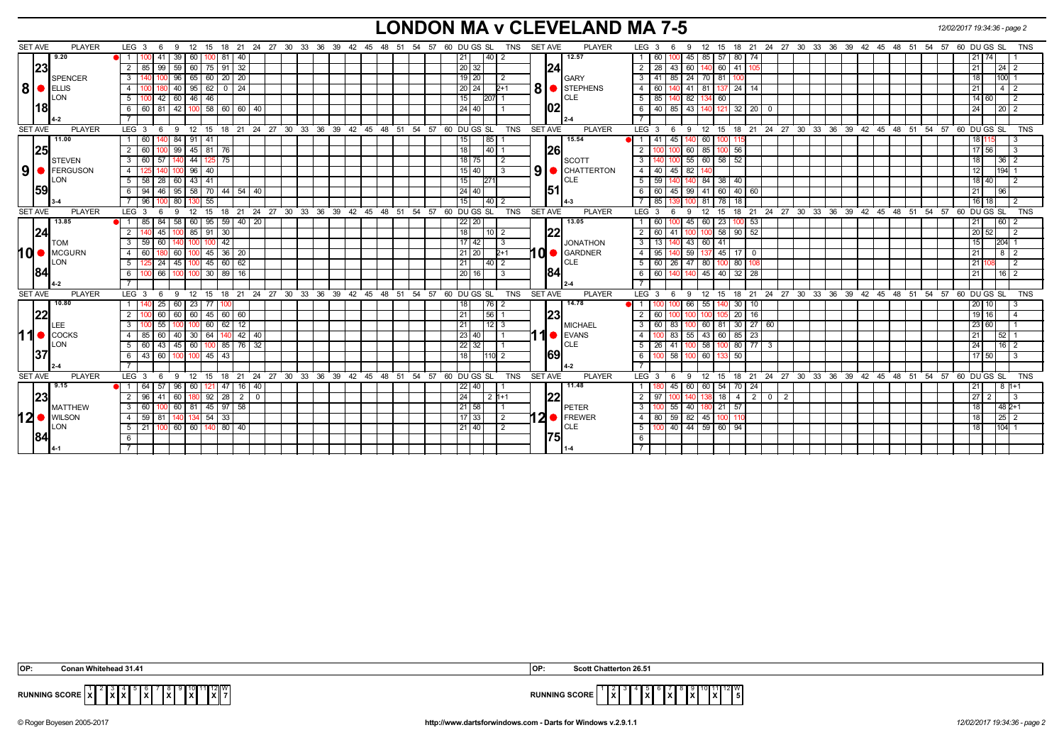# LONDON MA v CLEVELAND MA 7-5

12/02/2017 19:34:36 - page 2

| SET AVE | PLAYER | LEG | 3 | 6 | 9 | 12 | 15 | 18 | 21 | 24 | DU | GS | SL | TNS | SET AVE | PLAYER | LEG | 3 | 6 | 9 | 12 | 15 | 18 | 21 | 24 | 27 | DU | GS | SL | TNS |
|---|---|---|---|---|---|---|---|---|---|---|---|---|---|---|---|---|---|---|---|---|---|---|---|---|---|---|---|---|---|---|
| 9.20 | | 1 | 100 | 41 | 39 | 60 | 100 | 81 | 40 | | 21 | | 40 | 2 | 12.57 | | 1 | 60 | 100 | 45 | 85 | 57 | 80 | 74 | | | 21 | 74 | | 1 |
| 23 | | 2 | 85 | 99 | 59 | 60 | 75 | 91 | 32 | | 20 | 32 | | | 24 | | 2 | 28 | 43 | 60 | 140 | 60 | 41 | 105 | | | 21 | | 24 | 2 |
| | SPENCER | 3 | 140 | 100 | 96 | 65 | 60 | 20 | 20 | | 19 | 20 | | 2 | | GARY | 3 | 41 | 85 | 24 | 70 | 81 | 100 | | | | 18 | | 100 | 1 |
| 8 | ELLIS | 4 | 100 | 180 | 40 | 95 | 62 | 0 | 24 | | 20 | 24 | | 2+1 | 8 | STEPHENS | 4 | 60 | 140 | 41 | 81 | 137 | 24 | 14 | | | 21 | | 4 | 2 |
| | LON | 5 | 100 | 42 | 60 | 46 | 46 | | | | 15 | | 207 | 1 | | CLE | 5 | 85 | 140 | 82 | 134 | 60 | | | | | 14 | 60 | | 2 |
| 18 | | 6 | 60 | 81 | 42 | 100 | 58 | 60 | 60 | 40 | 24 | 40 | | 1 | 02 | | 6 | 40 | 85 | 43 | 140 | 121 | 32 | 20 | 0 | | 24 | | 20 | 2 |
| | 4-2 | 7 | | | | | | | | | | | | | | 2-4 | 7 | | | | | | | | | | | | | |
| 11.00 | | 1 | 60 | 140 | 84 | 91 | 41 | | | | 15 | | 85 | 1 | 15.54 | | 1 | 41 | 45 | 140 | 60 | 100 | 115 | | | | 18 | 115 | | 3 |
| 25 | | 2 | 60 | 100 | 99 | 45 | 81 | 76 | | | 18 | | 40 | 1 | 26 | | 2 | 100 | 100 | 60 | 85 | 100 | 56 | | | | 17 | 56 | | 3 |
| | STEVEN | 3 | 60 | 57 | 140 | 44 | 125 | 75 | | | 18 | 75 | | 2 | | SCOTT | 3 | 140 | 100 | 55 | 60 | 58 | 52 | | | | 18 | | 36 | 2 |
| 9 | FERGUSON | 4 | 125 | 140 | 100 | 96 | 40 | | | | 15 | 40 | | 3 | 9 | CHATTERTON | 4 | 40 | 45 | 82 | 140 | | | | | | 12 | | 194 | 1 |
| | LON | 5 | 58 | 28 | 60 | 43 | 41 | | | | 15 | | 271 | | | CLE | 5 | 59 | 140 | 140 | 84 | 38 | 40 | | | | 18 | 40 | | 2 |
| 59 | | 6 | 94 | 46 | 95 | 58 | 70 | 44 | 54 | 40 | 24 | 40 | | | 51 | | 6 | 60 | 45 | 99 | 41 | 60 | 40 | 60 | | | 21 | | 96 | |
| | 3-4 | 7 | 96 | 100 | 80 | 130 | 55 | | | | 15 | | 40 | 2 | | 4-3 | 7 | 85 | 139 | 100 | 81 | 78 | 18 | | | | 16 | 18 | | 2 |
| 13.85 | | 1 | 85 | 84 | 58 | 60 | 95 | 59 | 40 | 20 | 22 | 20 | | | 13.05 | | 1 | 60 | 100 | 45 | 60 | 23 | 100 | 53 | | | 21 | | 60 | 2 |
| 24 | | 2 | 140 | 45 | 100 | 85 | 91 | 30 | | | 18 | | 10 | 2 | 22 | | 2 | 60 | 41 | 100 | 100 | 58 | 90 | 52 | | | 20 | 52 | | 2 |
| | TOM | 3 | 59 | 60 | 140 | 100 | 100 | 42 | | | 17 | 42 | | 3 | | JONATHON | 3 | 13 | 140 | 43 | 60 | 41 | | | | | 15 | | 204 | 1 |
| 10 | MCGURN | 4 | 60 | 180 | 60 | 100 | 45 | 36 | 20 | | 21 | 20 | | 2+1 | 10 | GARDNER | 4 | 95 | 140 | 59 | 137 | 45 | 17 | 0 | | | 21 | | 8 | 2 |
| | LON | 5 | 125 | 24 | 45 | 100 | 45 | 60 | 62 | | 21 | | 40 | 2 | | CLE | 5 | 60 | 26 | 47 | 80 | 100 | 80 | 108 | | | 21 | 108 | | 2 |
| 84 | | 6 | 100 | 66 | 100 | 100 | 30 | 89 | 16 | | 20 | 16 | | 3 | 84 | | 6 | 60 | 140 | 140 | 45 | 40 | 32 | 28 | | | 21 | | 16 | 2 |
| | 4-2 | 7 | | | | | | | | | | | | | | 2-4 | 7 | | | | | | | | | | | | | |
| 10.80 | | 1 | 140 | 25 | 60 | 23 | 77 | 100 | | | 18 | | 76 | 2 | 14.78 | | 1 | 100 | 100 | 66 | 55 | 140 | 30 | 10 | | | 20 | 10 | | 3 |
| 22 | | 2 | 100 | 60 | 60 | 60 | 45 | 60 | 60 | | 21 | | 56 | 1 | 23 | | 2 | 60 | 100 | 100 | 100 | 105 | 20 | 16 | | | 19 | 16 | | 4 |
| | LEE | 3 | 100 | 55 | 100 | 100 | 60 | 62 | 12 | | 21 | | 12 | 3 | | MICHAEL | 3 | 60 | 83 | 100 | 60 | 81 | 30 | 27 | 60 | | 23 | 60 | | 1 |
| 11 | COCKS | 4 | 85 | 60 | 40 | 30 | 64 | 140 | 42 | 40 | 23 | 40 | | 1 | 11 | EVANS | 4 | 100 | 83 | 55 | 43 | 60 | 85 | 23 | | | 21 | | 52 | 1 |
| | LON | 5 | 60 | 43 | 45 | 60 | 100 | 85 | 76 | 32 | 22 | 32 | | 1 | | CLE | 5 | 26 | 41 | 100 | 58 | 100 | 80 | 77 | 3 | | 24 | | 16 | 2 |
| 37 | | 6 | 43 | 60 | 100 | 100 | 45 | 43 | | | 18 | | 110 | 2 | 69 | | 6 | 100 | 58 | 100 | 60 | 133 | 50 | | | | 17 | 50 | | 3 |
| | 2-4 | 7 | | | | | | | | | | | | | | 4-2 | 7 | | | | | | | | | | | | | |
| 9.15 | | 1 | 64 | 57 | 96 | 60 | 121 | 47 | 16 | 40 | 22 | 40 | | 1 | 11.48 | | 1 | 180 | 45 | 60 | 60 | 54 | 70 | 24 | | | 21 | | 8 | 1+1 |
| 23 | | 2 | 96 | 41 | 60 | 180 | 92 | 28 | 2 | 0 | 24 | | 2 | 1+1 | 22 | | 2 | 97 | 100 | 140 | 138 | 18 | 4 | 2 | 0 | 2 | 27 | 2 | | 3 |
| | MATTHEW | 3 | 60 | 100 | 60 | 81 | 45 | 97 | 58 | | 21 | 58 | | 1 | | PETER | 3 | 100 | 55 | 40 | 180 | 21 | 57 | | | | 18 | | 48 | 2+1 |
| 12 | WILSON | 4 | 59 | 81 | 140 | 134 | 54 | 33 | | | 17 | 33 | | 2 | 12 | FREWER | 4 | 80 | 59 | 82 | 45 | 100 | 110 | | | | 18 | | 25 | 2 |
| | LON | 5 | 21 | 100 | 60 | 60 | 140 | 80 | 40 | | 21 | 40 | | 2 | | CLE | 5 | 100 | 40 | 44 | 59 | 60 | 94 | | | | 18 | | 104 | 1 |
| 84 | | 6 | | | | | | | | | | | | | 75 | | 6 | | | | | | | | | | | | | |
| | 4-1 | 7 | | | | | | | | | | | | | | 1-4 | 7 | | | | | | | | | | | | | |

OP: Conan Whitehead 31.41

OP: Scott Chatterton 26.51

| RUNNING SCORE | 1 | 2 | 3 | 4 | 5 | 6 | 7 | 8 | 9 | 10 | 11 | 12 | W |
|---|---|---|---|---|---|---|---|---|---|---|---|---|---|
| LON | X | | X | X | | X | | X | | X | | X | 7 |
| CLE | | X | | | X | | X | | X | | X | | 5 |

© Roger Boyesen 2005-2017 http://www.dartsforwindows.com - Darts for Windows v.2.9.1.1 12/02/2017 19:34:36 - page 2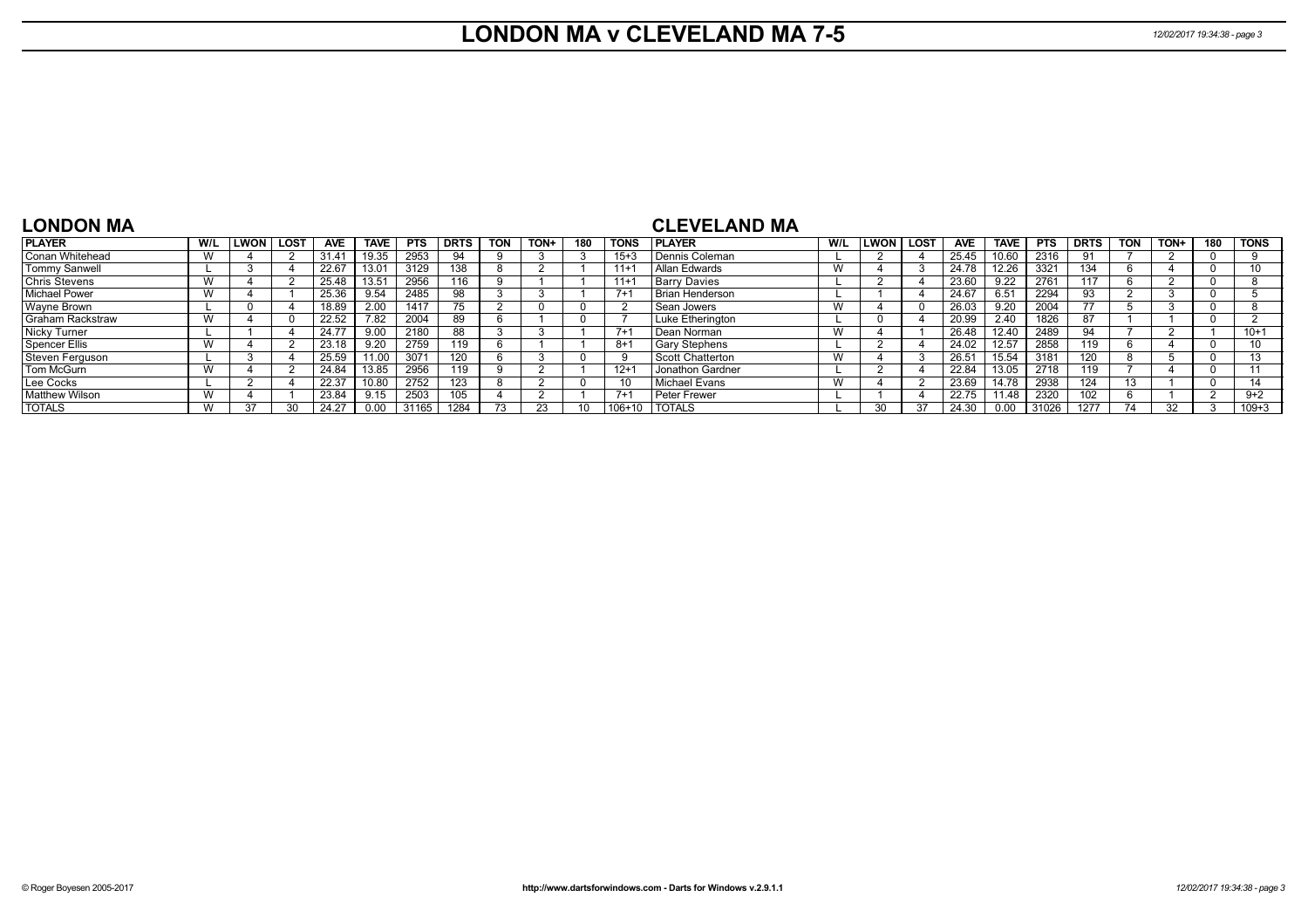# LONDON MA v CLEVELAND MA 7-5

## LONDON MA

| PLAYER | W/L | LWON | LOST | AVE | TAVE | PTS | DRTS | TON | TON+ | 180 | TONS |
|---|---|---|---|---|---|---|---|---|---|---|---|
| Conan Whitehead | W | 4 | 2 | 31.41 | 19.35 | 2953 | 94 | 9 | 3 | 3 | 15+3 |
| Tommy Sanwell | L | 3 | 4 | 22.67 | 13.01 | 3129 | 138 | 8 | 2 | 1 | 11+1 |
| Chris Stevens | W | 4 | 2 | 25.48 | 13.51 | 2956 | 116 | 9 | 1 | 1 | 11+1 |
| Michael Power | W | 4 | 1 | 25.36 | 9.54 | 2485 | 98 | 3 | 3 | 1 | 7+1 |
| Wayne Brown | L | 0 | 4 | 18.89 | 2.00 | 1417 | 75 | 2 | 0 | 0 | 2 |
| Graham Rackstraw | W | 4 | 0 | 22.52 | 7.82 | 2004 | 89 | 6 | 1 | 0 | 7 |
| Nicky Turner | L | 1 | 4 | 24.77 | 9.00 | 2180 | 88 | 3 | 3 | 1 | 7+1 |
| Spencer Ellis | W | 4 | 2 | 23.18 | 9.20 | 2759 | 119 | 6 | 1 | 1 | 8+1 |
| Steven Ferguson | L | 3 | 4 | 25.59 | 11.00 | 3071 | 120 | 6 | 3 | 0 | 9 |
| Tom McGurn | W | 4 | 2 | 24.84 | 13.85 | 2956 | 119 | 9 | 2 | 1 | 12+1 |
| Lee Cocks | L | 2 | 4 | 22.37 | 10.80 | 2752 | 123 | 8 | 2 | 0 | 10 |
| Matthew Wilson | W | 4 | 1 | 23.84 | 9.15 | 2503 | 105 | 4 | 2 | 1 | 7+1 |
| TOTALS | W | 37 | 30 | 24.27 | 0.00 | 31165 | 1284 | 73 | 23 | 10 | 106+10 |

## CLEVELAND MA

| PLAYER | W/L | LWON | LOST | AVE | TAVE | PTS | DRTS | TON | TON+ | 180 | TONS |
|---|---|---|---|---|---|---|---|---|---|---|---|
| Dennis Coleman | L | 2 | 4 | 25.45 | 10.60 | 2316 | 91 | 7 | 2 | 0 | 9 |
| Allan Edwards | W | 4 | 3 | 24.78 | 12.26 | 3321 | 134 | 6 | 4 | 0 | 10 |
| Barry Davies | L | 2 | 4 | 23.60 | 9.22 | 2761 | 117 | 6 | 2 | 0 | 8 |
| Brian Henderson | L | 1 | 4 | 24.67 | 6.51 | 2294 | 93 | 2 | 3 | 0 | 5 |
| Sean Jowers | W | 4 | 0 | 26.03 | 9.20 | 2004 | 77 | 5 | 3 | 0 | 8 |
| Luke Etherington | L | 0 | 4 | 20.99 | 2.40 | 1826 | 87 | 1 | 1 | 0 | 2 |
| Dean Norman | W | 4 | 1 | 26.48 | 12.40 | 2489 | 94 | 7 | 2 | 1 | 10+1 |
| Gary Stephens | L | 2 | 4 | 24.02 | 12.57 | 2858 | 119 | 6 | 4 | 0 | 10 |
| Scott Chatterton | W | 4 | 3 | 26.51 | 15.54 | 3181 | 120 | 8 | 5 | 0 | 13 |
| Jonathon Gardner | L | 2 | 4 | 22.84 | 13.05 | 2718 | 119 | 7 | 4 | 0 | 11 |
| Michael Evans | W | 4 | 2 | 23.69 | 14.78 | 2938 | 124 | 13 | 1 | 0 | 14 |
| Peter Frewer | L | 1 | 4 | 22.75 | 11.48 | 2320 | 102 | 6 | 1 | 2 | 9+2 |
| TOTALS | L | 30 | 37 | 24.30 | 0.00 | 31026 | 1277 | 74 | 32 | 3 | 109+3 |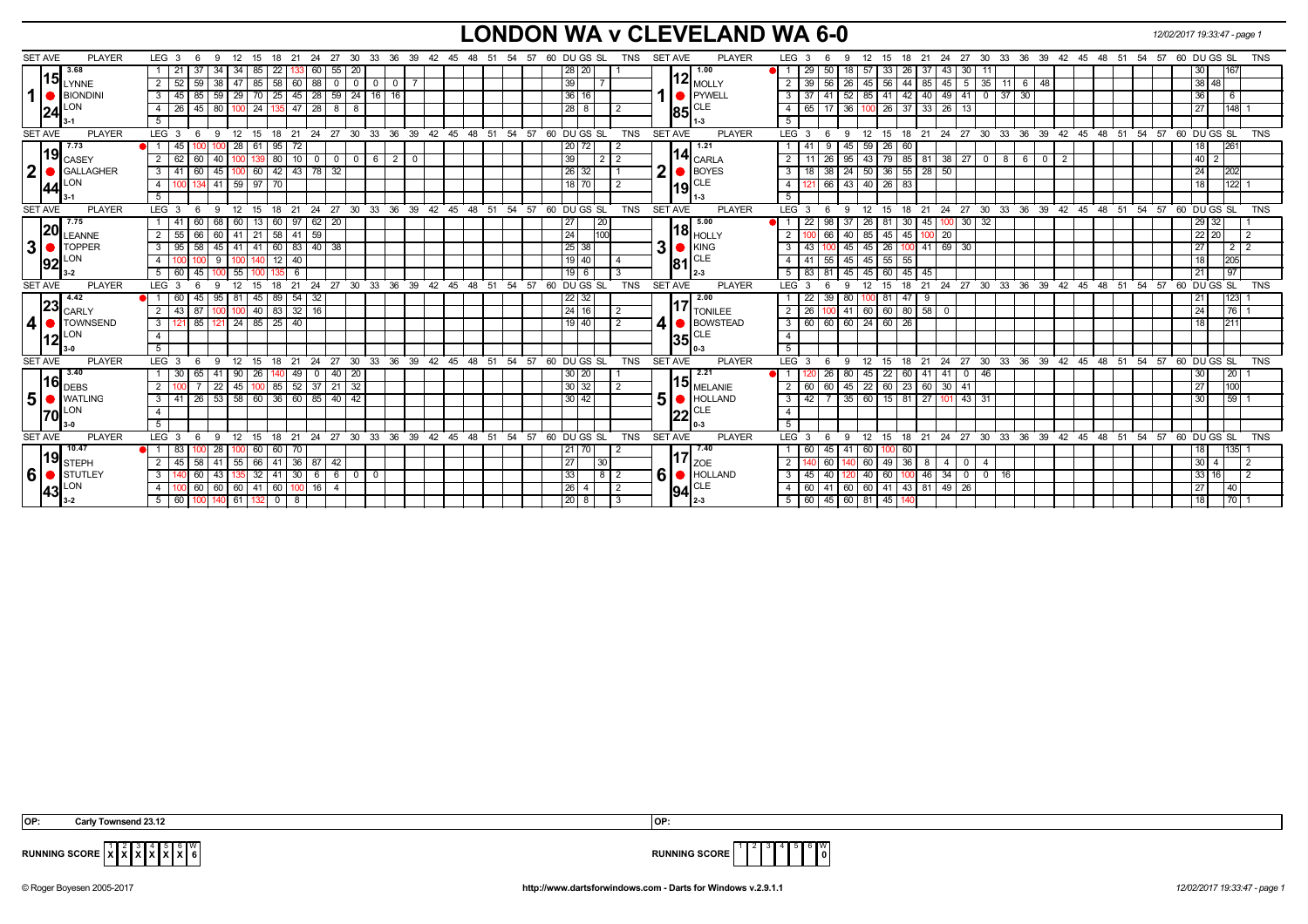# LONDON WA v CLEVELAND WA 6-0

12/02/2017 19:33:47 - page 1

| SET AVE | PLAYER | LEG | 3 | 6 | 9 | 12 | 15 | 18 | 21 | 24 | 27 | 30 | 33 | 36 | DU | GS | SL | TNS | SET AVE | PLAYER | LEG | 3 | 6 | 9 | 12 | 15 | 18 | 21 | 24 | 27 | 30 | 33 | 36 | DU | GS | SL | TNS |
|---|---|---|---|---|---|---|---|---|---|---|---|---|---|---|---|---|---|---|---|---|---|---|---|---|---|---|---|---|---|---|---|---|---|---|---|---|---|
| 3.68 / 15 / 24 / 3-1 | 1 LYNNE BIONDINI LON | 1 | 21 | 37 | 34 | 34 | 85 | 22 | 133 | 60 | 55 | 20 | | | 28 | 20 | | 1 | 1.00 / 12 / 85 / 1-3 | 1 MOLLY PYWELL CLE | 1 | 29 | 50 | 18 | 57 | 33 | 26 | 37 | 43 | 30 | 11 | | | | 30 | 167 | |
| | | 2 | 52 | 59 | 38 | 47 | 85 | 58 | 60 | 88 | 0 | 0 | 0 | 0 | 39 | | 7 | | | | 2 | 39 | 56 | 26 | 45 | 56 | 44 | 85 | 45 | 5 | 35 | 11 | 6 | 48 | 38 | 48 | |
| | | 3 | 45 | 85 | 59 | 29 | 70 | 25 | 45 | 28 | 59 | 24 | 16 | 16 | 36 | 16 | | | | | 3 | 37 | 41 | 52 | 85 | 41 | 42 | 40 | 49 | 41 | 0 | 37 | 30 | | 36 | | 6 |
| | | 4 | 26 | 45 | 80 | 100 | 24 | 135 | 47 | 28 | 8 | 8 | | | 28 | 8 | | 2 | | | 4 | 65 | 17 | 36 | 100 | 26 | 37 | 33 | 26 | 13 | | | | | 27 | 148 | 1 |
| 7.73 / 19 / 44 / 3-1 | 2 CASEY GALLAGHER LON | 1 | 45 | 100 | 100 | 28 | 61 | 95 | 72 | | | | | | 20 | 72 | | 2 | 1.21 / 14 / 19 / 1-3 | 2 CARLA BOYES CLE | 1 | 41 | 9 | 45 | 59 | 26 | 60 | | | | | | | | 18 | 261 | |
| | | 2 | 62 | 60 | 40 | 100 | 139 | 80 | 10 | 0 | 0 | 0 | 6 | 2 | 39 | | 2 | 2 | | | 2 | 11 | 26 | 95 | 43 | 79 | 85 | 81 | 38 | 27 | 0 | 8 | 6 | 0 / 2 | 40 | 2 | |
| | | 3 | 41 | 60 | 45 | 100 | 60 | 42 | 43 | 78 | 32 | | | | 26 | 32 | | 1 | | | 3 | 18 | 38 | 24 | 50 | 36 | 55 | 28 | 50 | | | | | | 24 | 202 | |
| | | 4 | 100 | 134 | 41 | 59 | 97 | 70 | | | | | | | 18 | 70 | | 2 | | | 4 | 121 | 66 | 43 | 40 | 26 | 83 | | | | | | | | 18 | 122 | 1 |
| 7.75 / 20 / 92 / 3-2 | 3 LEANNE TOPPER LON | 1 | 41 | 60 | 68 | 60 | 13 | 60 | 97 | 62 | 20 | | | | 27 | | 20 | | 5.00 / 18 / 81 / 2-3 | 3 HOLLY KING CLE | 1 | 22 | 98 | 37 | 26 | 81 | 30 | 45 | 100 | 30 | 32 | | | | 29 | 32 | 1 |
| | | 2 | 55 | 66 | 60 | 41 | 21 | 58 | 41 | 59 | | | | | 24 | | 100 | | | | 2 | 100 | 66 | 40 | 85 | 45 | 45 | 100 | 20 | | | | | | 22 | 20 | 2 |
| | | 3 | 95 | 58 | 45 | 41 | 41 | 60 | 83 | 40 | 38 | | | | 25 | 38 | | | | | 3 | 43 | 100 | 45 | 45 | 26 | 100 | 41 | 69 | 30 | | | | | 27 | | 2 / 2 |
| | | 4 | 100 | 100 | 9 | 100 | 140 | 12 | 40 | | | | | | 19 | 40 | | 4 | | | 4 | 41 | 55 | 45 | 45 | 55 | 55 | | | | | | | | 18 | 205 | |
| | | 5 | 60 | 45 | 100 | 55 | 100 | 135 | 6 | | | | | | 19 | 6 | | 3 | | | 5 | 83 | 81 | 45 | 45 | 60 | 45 | 45 | | | | | | | 21 | 97 | |
| 4.42 / 23 / 12 / 3-0 | 4 CARLY TOWNSEND LON | 1 | 60 | 45 | 95 | 81 | 45 | 89 | 54 | 32 | | | | | 22 | 32 | | | 2.00 / 17 / 35 / 0-3 | 4 TONILEE BOWSTEAD CLE | 1 | 22 | 39 | 80 | 100 | 81 | 47 | 9 | | | | | | | 21 | 123 | 1 |
| | | 2 | 43 | 87 | 100 | 100 | 40 | 83 | 32 | 16 | | | | | 24 | 16 | | 2 | | | 2 | 26 | 100 | 41 | 60 | 60 | 80 | 58 | 0 | | | | | | 24 | 76 | 1 |
| | | 3 | 121 | 85 | 121 | 24 | 85 | 25 | 40 | | | | | | 19 | 40 | | 2 | | | 3 | 60 | 60 | 60 | 24 | 60 | 26 | | | | | | | | 18 | 211 | |
| 3.40 / 16 / 70 / 3-0 | 5 DEBS WATLING LON | 1 | 30 | 65 | 41 | 90 | 26 | 140 | 49 | 0 | 40 | 20 | | | 30 | 20 | | 1 | 2.21 / 15 / 22 / 0-3 | 5 MELANIE HOLLAND CLE | 1 | 120 | 26 | 80 | 45 | 22 | 60 | 41 | 41 | 0 | 46 | | | | 30 | | 20 / 1 |
| | | 2 | 100 | 7 | 22 | 45 | 100 | 85 | 52 | 37 | 21 | 32 | | | 30 | 32 | | 2 | | | 2 | 60 | 60 | 45 | 22 | 60 | 23 | 60 | 30 | 41 | | | | | 27 | 100 | |
| | | 3 | 41 | 26 | 53 | 58 | 60 | 36 | 60 | 85 | 40 | 42 | | | 30 | 42 | | | | | 3 | 42 | 7 | 35 | 60 | 15 | 81 | 27 | 101 | 43 | 31 | | | | 30 | 59 | 1 |
| 10.47 / 19 / 43 / 3-2 | 6 STEPH STUTLEY LON | 1 | 83 | 100 | 28 | 100 | 60 | 60 | 70 | | | | | | 21 | 70 | | 2 | 7.40 / 17 / 94 / 2-3 | 6 ZOE HOLLAND CLE | 1 | 60 | 45 | 41 | 60 | 100 | 60 | | | | | | | | 18 | 135 | 1 |
| | | 2 | 45 | 58 | 41 | 55 | 66 | 41 | 36 | 87 | 42 | | | | 27 | | 30 | | | | 2 | 140 | 60 | 140 | 60 | 49 | 36 | 8 | 4 | 0 | 4 | | | | 30 | 4 | 2 |
| | | 3 | 140 | 60 | 43 | 135 | 32 | 41 | 30 | 6 | 6 | 0 | 0 | | 33 | | 8 | 2 | | | 3 | 45 | 40 | 120 | 40 | 60 | 100 | 46 | 34 | 0 | 0 | 16 | | | 33 | 16 | 2 |
| | | 4 | 100 | 60 | 60 | 60 | 41 | 60 | 100 | 16 | 4 | | | | 26 | 4 | | 2 | | | 4 | 60 | 41 | 60 | 60 | 41 | 43 | 81 | 49 | 26 | | | | | 27 | 40 | |
| | | 5 | 60 | 100 | 140 | 61 | 132 | 0 | 8 | | | | | | 20 | 8 | | 3 | | | 5 | 60 | 45 | 60 | 81 | 45 | 140 | | | | | | | | 18 | 70 | 1 |

OP: Carly Townsend 23.12

OP:

RUNNING SCORE: 1 X, 2 X, 3 X, 4 X, 5 X, 6 X, W 6

RUNNING SCORE: 1, 2, 3, 4, 5, 6, W 0

© Roger Boyesen 2005-2017 | http://www.dartsforwindows.com - Darts for Windows v.2.9.1.1 | 12/02/2017 19:33:47 - page 1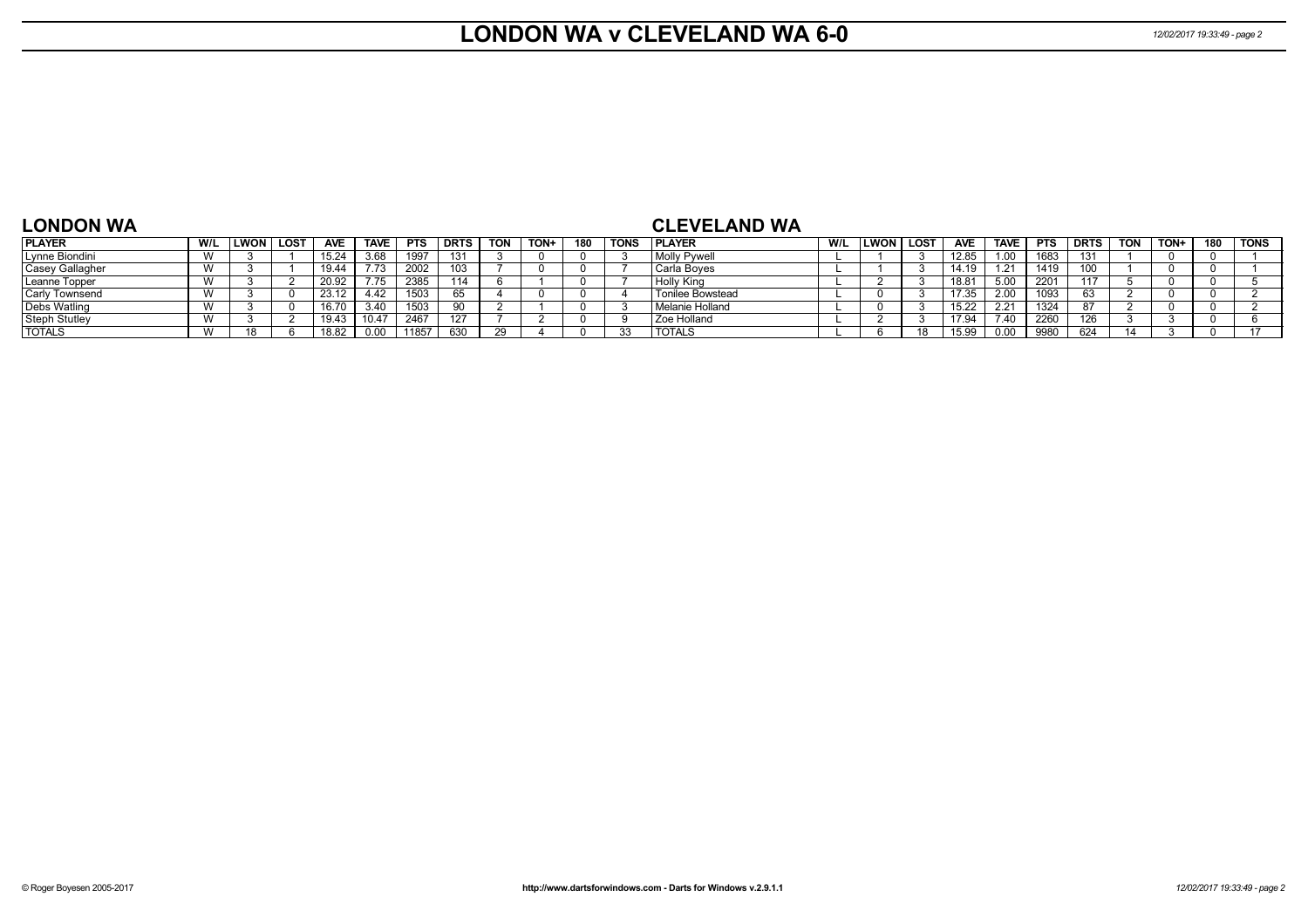# LONDON WA v CLEVELAND WA 6-0

## LONDON WA

| PLAYER | W/L | LWON | LOST | AVE | TAVE | PTS | DRTS | TON | TON+ | 180 | TONS |
|---|---|---|---|---|---|---|---|---|---|---|---|
| Lynne Biondini | W | 3 | 1 | 15.24 | 3.68 | 1997 | 131 | 3 | 0 | 0 | 3 |
| Casey Gallagher | W | 3 | 1 | 19.44 | 7.73 | 2002 | 103 | 7 | 0 | 0 | 7 |
| Leanne Topper | W | 3 | 2 | 20.92 | 7.75 | 2385 | 114 | 6 | 1 | 0 | 7 |
| Carly Townsend | W | 3 | 0 | 23.12 | 4.42 | 1503 | 65 | 4 | 0 | 0 | 4 |
| Debs Watling | W | 3 | 0 | 16.70 | 3.40 | 1503 | 90 | 2 | 1 | 0 | 3 |
| Steph Stutley | W | 3 | 2 | 19.43 | 10.47 | 2467 | 127 | 7 | 2 | 0 | 9 |
| TOTALS | W | 18 | 6 | 18.82 | 0.00 | 11857 | 630 | 29 | 4 | 0 | 33 |

## CLEVELAND WA

| PLAYER | W/L | LWON | LOST | AVE | TAVE | PTS | DRTS | TON | TON+ | 180 | TONS |
|---|---|---|---|---|---|---|---|---|---|---|---|
| Molly Pywell | L | 1 | 3 | 12.85 | 1.00 | 1683 | 131 | 1 | 0 | 0 | 1 |
| Carla Boyes | L | 1 | 3 | 14.19 | 1.21 | 1419 | 100 | 1 | 0 | 0 | 1 |
| Holly King | L | 2 | 3 | 18.81 | 5.00 | 2201 | 117 | 5 | 0 | 0 | 5 |
| Tonilee Bowstead | L | 0 | 3 | 17.35 | 2.00 | 1093 | 63 | 2 | 0 | 0 | 2 |
| Melanie Holland | L | 0 | 3 | 15.22 | 2.21 | 1324 | 87 | 2 | 0 | 0 | 2 |
| Zoe Holland | L | 2 | 3 | 17.94 | 7.40 | 2260 | 126 | 3 | 3 | 0 | 6 |
| TOTALS | L | 6 | 18 | 15.99 | 0.00 | 9980 | 624 | 14 | 3 | 0 | 17 |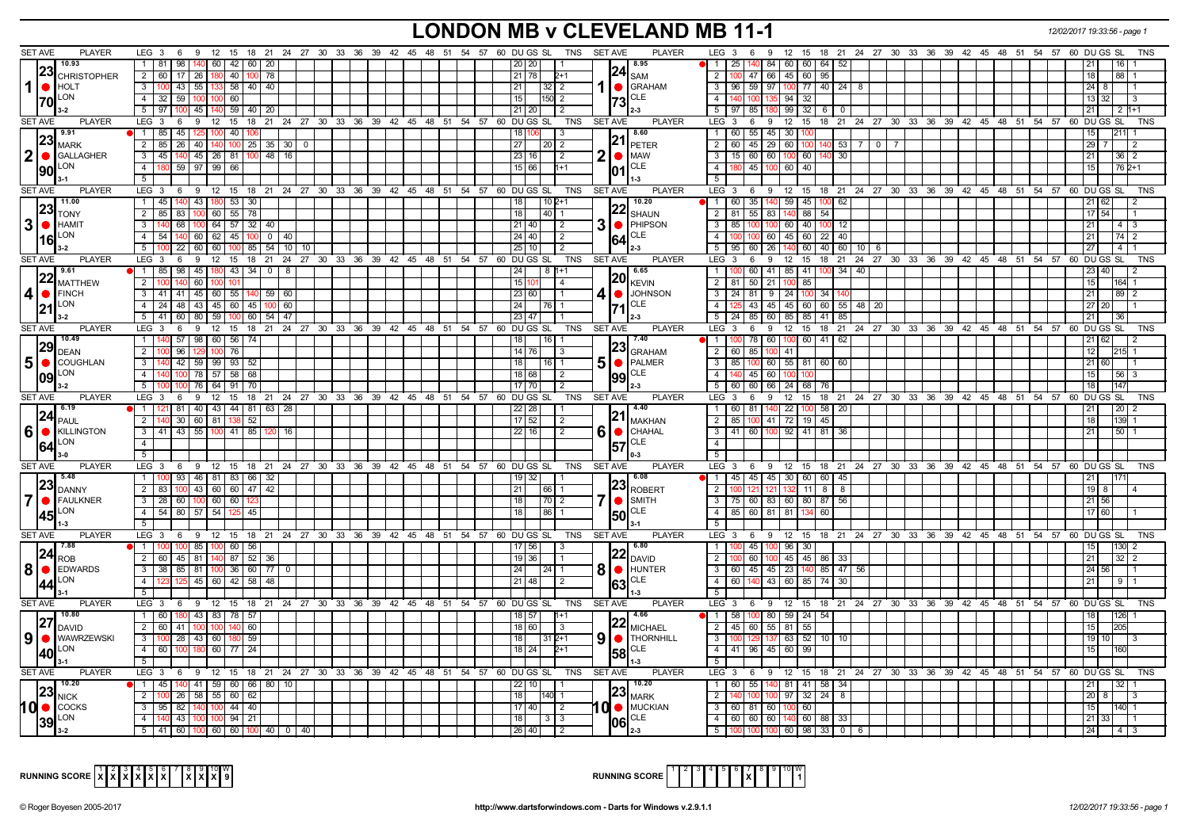# LONDON MB v CLEVELAND MB 11-1

12/02/2017 19:33:56 - page 1

| SET AVE | PLAYER | LEG | Scores | DU | GS | SL | TNS | SET AVE | PLAYER | LEG | Scores | DU | GS | SL | TNS |
|---|---|---|---|---|---|---|---|---|---|---|---|---|---|---|---|
| 10.93 / 23 / 70 | 1 HOLT CHRISTOPHER (LON) 3-2 | 1 | 81 98 140 60 42 60 20 | 20 | 20 | | 1 | 8.95 / 24 / 73 | 1 GRAHAM SAM (CLE) 2-3 | 1 | 25 140 84 60 60 64 52 | 21 | | 16 | 1 |
| | | 2 | 60 17 26 180 40 100 78 | 21 | 78 | | 2+1 | | | 2 | 100 47 66 45 60 95 | 18 | | 88 | 1 |
| | | 3 | 100 43 55 133 58 40 40 | 21 | | 32 | 2 | | | 3 | 96 59 97 100 77 40 24 8 | 24 | 8 | | 1 |
| | | 4 | 32 59 100 100 60 | 15 | | 150 | 2 | | | 4 | 140 100 135 94 32 | 13 | 32 | | 3 |
| | | 5 | 97 100 45 140 59 40 20 | 21 | 20 | | 2 | | | 5 | 97 85 180 99 32 6 0 | 21 | | 2 | 1+1 |
| 9.91 / 23 / 90 | 2 GALLAGHER MARK (LON) 3-1 | 1 | 85 45 125 100 40 106 | 18 | 106 | | 3 | 8.60 / 21 / 01 | 2 MAW PETER (CLE) 1-3 | 1 | 60 55 45 30 100 | 15 | | 211 | 1 |
| | | 2 | 85 26 40 140 100 25 35 30 0 | 27 | | 20 | 2 | | | 2 | 60 45 29 60 100 140 53 7 0 7 | 29 | 7 | | 2 |
| | | 3 | 45 140 45 26 81 100 48 16 | 23 | 16 | | 2 | | | 3 | 15 60 60 100 60 140 30 | 21 | | 36 | 2 |
| | | 4 | 180 59 97 99 66 | 15 | 66 | | 1+1 | | | 4 | 180 45 100 60 40 | 15 | | 76 | 2+1 |
| | | 5 | | | | | | | | 5 | | | | | |
| 11.00 / 23 / 16 | 3 HAMIT TONY (LON) 3-2 | 1 | 45 140 43 180 53 30 | 18 | | 10 | 2+1 | 10.20 / 22 / 64 | 3 PHIPSON SHAUN (CLE) 2-3 | 1 | 60 35 140 59 45 100 62 | 21 | 62 | | 2 |
| | | 2 | 85 83 100 60 55 78 | 18 | | 40 | 1 | | | 2 | 81 55 83 140 88 54 | 17 | 54 | | 1 |
| | | 3 | 140 68 100 64 57 32 40 | 21 | 40 | | 2 | | | 3 | 85 100 100 60 40 100 12 | 21 | | 4 | 3 |
| | | 4 | 54 140 60 62 45 100 0 40 | 24 | 40 | | 2 | | | 4 | 100 100 60 45 60 22 40 | 21 | | 74 | 2 |
| | | 5 | 100 22 60 60 100 85 54 10 10 | 25 | 10 | | 2 | | | 5 | 95 60 26 140 60 40 60 10 6 | 27 | | 4 | 1 |
| 9.61 / 22 / 21 | 4 FINCH MATTHEW (LON) 3-2 | 1 | 85 98 45 180 43 34 0 8 | 24 | | 8 | 1+1 | 6.65 / 20 / 71 | 4 JOHNSON KEVIN (CLE) 2-3 | 1 | 100 60 41 85 41 100 34 40 | 23 | 40 | | 2 |
| | | 2 | 100 140 60 100 101 | 15 | 101 | | 4 | | | 2 | 81 50 21 100 85 | 15 | | 164 | 1 |
| | | 3 | 41 41 45 60 55 140 59 60 | 23 | 60 | | 1 | | | 3 | 24 81 9 24 100 34 140 | 21 | | 89 | 2 |
| | | 4 | 24 48 43 45 60 45 100 60 | 24 | | 76 | 1 | | | 4 | 125 43 45 45 60 60 55 48 20 | 27 | 20 | | 1 |
| | | 5 | 41 60 80 59 100 60 54 47 | 23 | 47 | | 1 | | | 5 | 24 85 60 85 85 41 85 | 21 | | 36 | |
| 10.49 / 29 / 09 | 5 COUGHLAN DEAN (LON) 3-2 | 1 | 140 57 98 60 56 74 | 18 | | 16 | 1 | 7.40 / 23 / 99 | 5 PALMER GRAHAM (CLE) 2-3 | 1 | 100 78 60 100 60 41 62 | 21 | 62 | | 2 |
| | | 2 | 100 96 129 100 76 | 14 | 76 | | 3 | | | 2 | 60 85 100 41 | 12 | | 215 | 1 |
| | | 3 | 140 42 59 99 93 52 | 18 | | 16 | 1 | | | 3 | 85 100 60 55 81 60 60 | 21 | 60 | | 1 |
| | | 4 | 140 100 78 57 58 68 | 18 | 68 | | 2 | | | 4 | 140 45 60 100 100 | 15 | | 56 | 3 |
| | | 5 | 100 100 76 64 91 70 | 17 | 70 | | 2 | | | 5 | 60 60 66 24 68 76 | 18 | | 147 | |
| 6.19 / 24 / 64 | 6 KILLINGTON PAUL (LON) 3-0 | 1 | 121 81 40 43 44 81 63 28 | 22 | 28 | | 1 | 4.40 / 21 / 57 | 6 CHAHAL MAKHAN (CLE) 0-3 | 1 | 60 81 140 22 100 58 20 | 21 | | 20 | 2 |
| | | 2 | 140 30 60 81 138 52 | 17 | 52 | | 2 | | | 2 | 85 100 41 72 19 45 | 18 | | 139 | 1 |
| | | 3 | 41 43 55 100 41 85 120 16 | 22 | 16 | | 2 | | | 3 | 41 60 100 92 41 81 36 | 21 | | 50 | 1 |
| | | 4 | | | | | | | | 4 | | | | | |
| | | 5 | | | | | | | | 5 | | | | | |
| 5.48 / 23 / 45 | 7 FAULKNER DANNY (LON) 1-3 | 1 | 100 93 46 81 83 66 32 | 19 | 32 | | 1 | 6.08 / 23 / 50 | 7 SMITH ROBERT (CLE) 3-1 | 1 | 45 45 45 30 60 60 45 | 21 | | 171 | |
| | | 2 | 83 100 43 60 60 47 42 | 21 | | 66 | 1 | | | 2 | 100 121 121 132 11 8 8 | 19 | 8 | | 4 |
| | | 3 | 28 60 100 60 60 123 | 18 | | 70 | 2 | | | 3 | 75 60 83 60 80 87 56 | 21 | 56 | | |
| | | 4 | 54 80 57 54 125 45 | 18 | | 86 | 1 | | | 4 | 85 60 81 81 134 60 | 17 | 60 | | 1 |
| | | 5 | | | | | | | | 5 | | | | | |
| 7.88 / 24 / 44 | 8 EDWARDS ROB (LON) 3-1 | 1 | 100 100 85 100 60 56 | 17 | 56 | | 3 | 6.80 / 22 / 63 | 8 HUNTER DAVID (CLE) 1-3 | 1 | 100 45 100 96 30 | 15 | | 130 | 2 |
| | | 2 | 60 45 81 140 87 52 36 | 19 | 36 | | 1 | | | 2 | 100 60 100 45 45 86 33 | 21 | | 32 | 2 |
| | | 3 | 38 85 81 100 36 60 77 0 | 24 | | 24 | 1 | | | 3 | 60 45 45 23 140 85 47 56 | 24 | 56 | | 1 |
| | | 4 | 123 125 45 60 42 58 48 | 21 | 48 | | 2 | | | 4 | 60 140 43 60 85 74 30 | 21 | | 9 | 1 |
| | | 5 | | | | | | | | 5 | | | | | |
| 10.80 / 27 / 40 | 9 WAWRZEWSKI DAVID (LON) 3-1 | 1 | 60 180 43 83 78 57 | 18 | 57 | | 1+1 | 4.66 / 22 / 58 | 9 THORNHILL MICHAEL (CLE) 1-3 | 1 | 58 100 80 59 24 54 | 18 | | 126 | 1 |
| | | 2 | 60 41 100 100 140 60 | 18 | 60 | | 3 | | | 2 | 45 60 55 81 55 | 15 | | 205 | |
| | | 3 | 100 28 43 60 180 59 | 18 | | 31 | 2+1 | | | 3 | 100 129 137 63 52 10 10 | 19 | 10 | | 3 |
| | | 4 | 60 100 180 60 77 24 | 18 | 24 | | 2+1 | | | 4 | 41 96 45 60 99 | 15 | | 160 | |
| | | 5 | | | | | | | | 5 | | | | | |
| 10.20 / 23 / 39 | 10 COCKS NICK (LON) 3-2 | 1 | 45 140 41 59 60 66 80 10 | 22 | 10 | | 1 | 10.20 / 23 / 06 | 10 MUCKIAN MARK (CLE) 2-3 | 1 | 60 55 140 81 41 58 34 | 21 | | 32 | 1 |
| | | 2 | 100 26 58 55 60 62 | 18 | | 140 | 1 | | | 2 | 140 100 100 97 32 24 8 | 20 | 8 | | 3 |
| | | 3 | 95 82 140 100 44 40 | 17 | 40 | | 2 | | | 3 | 60 81 60 100 60 | 15 | | 140 | 1 |
| | | 4 | 140 43 100 100 94 21 | 18 | | 3 | 3 | | | 4 | 60 60 60 140 60 88 33 | 21 | 33 | | 1 |
| | | 5 | 41 60 100 60 60 100 40 0 40 | 26 | 40 | | 2 | | | 5 | 100 100 100 60 98 33 0 6 | 24 | | 4 | 3 |

RUNNING SCORE (LONDON): 1 X, 2 X, 3 X, 4 X, 5 X, 6 X, 7 , 8 X, 9 X, 10 X, W 9

RUNNING SCORE (CLEVELAND): 1 , 2 , 3 , 4 , 5 , 6 , 7 X, 8 , 9 , 10 , W 1

© Roger Boyesen 2005-2017 http://www.dartsforwindows.com - Darts for Windows v.2.9.1.1 12/02/2017 19:33:56 - page 1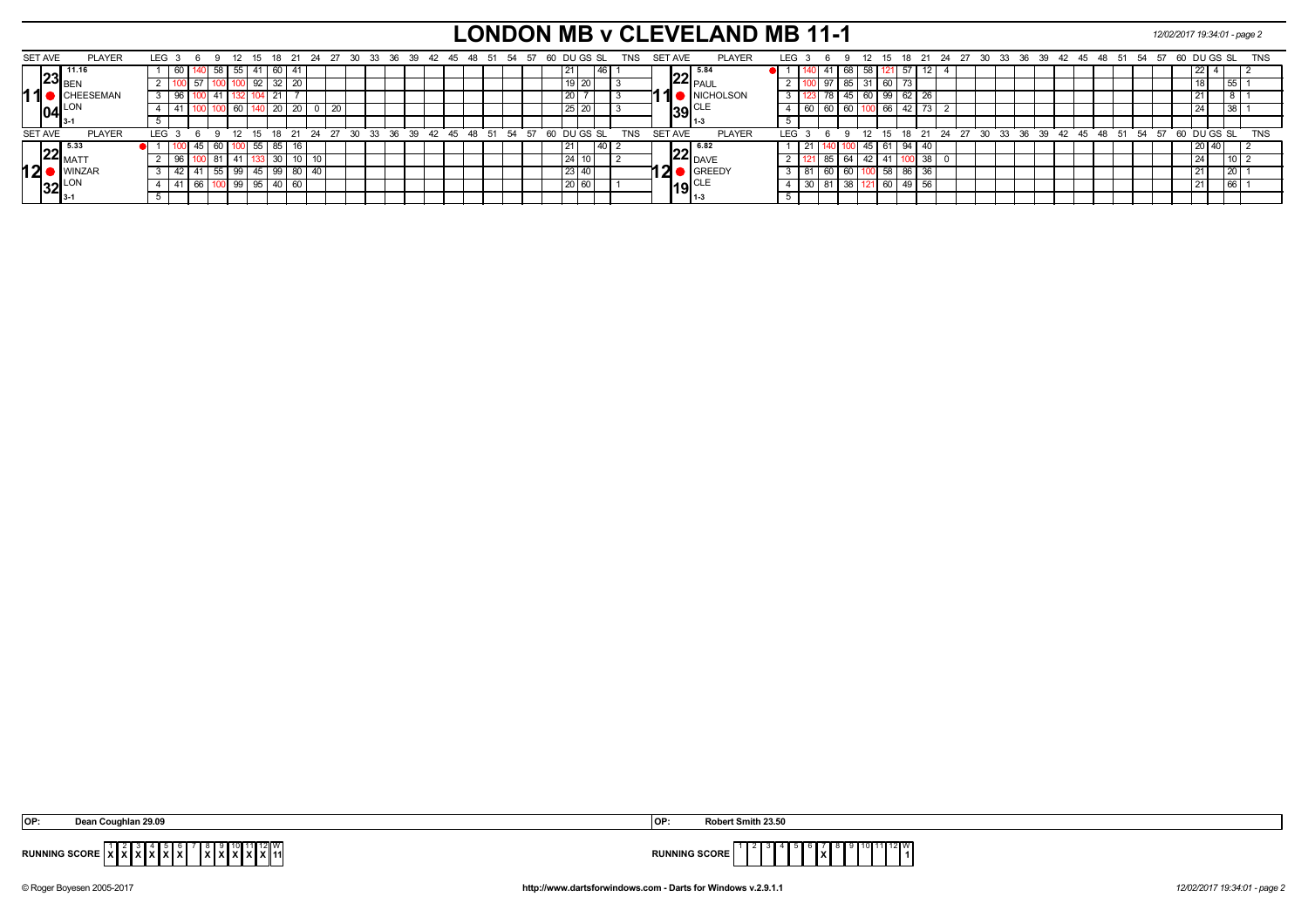# LONDON MB v CLEVELAND MB 11-1

12/02/2017 19:34:01 - page 2

| SET AVE | PLAYER | LEG | 3 | 6 | 9 | 12 | 15 | 18 | 21 | 24 | 27 | 30 | DU | GS | SL | TNS | SET AVE | PLAYER | LEG | 3 | 6 | 9 | 12 | 15 | 18 | 21 | 24 | DU | GS | SL | TNS |
|---|---|---|---|---|---|---|---|---|---|---|---|---|---|---|---|---|---|---|---|---|---|---|---|---|---|---|---|---|---|---|---|
| 11.16 | 23 BEN CHEESEMAN | 1 | 60 | 140 | 58 | 55 | 41 | 60 | 41 | | | | 21 | | 46 | 1 | 5.84 | 22 PAUL NICHOLSON | 1 | 140 | 41 | 68 | 58 | 121 | 57 | 12 | 4 | 22 | 4 | | 2 |
| 11 | LON | 2 | 100 | 57 | 100 | 100 | 92 | 32 | 20 | | | | 19 | 20 | | 3 | 11 | CLE | 2 | 100 | 97 | 85 | 31 | 60 | 73 | | | 18 | | 55 | 1 |
| 04 | 3-1 | 3 | 96 | 100 | 41 | 132 | 104 | 21 | 7 | | | | 20 | 7 | | 3 | 39 | 1-3 | 3 | 123 | 78 | 45 | 60 | 99 | 62 | 26 | | 21 | | 8 | 1 |
| | | 4 | 41 | 100 | 100 | 60 | 140 | 20 | 20 | 0 | 20 | | 25 | 20 | | 3 | | | 4 | 60 | 60 | 60 | 100 | 66 | 42 | 73 | 2 | 24 | | 38 | 1 |
| | | 5 | | | | | | | | | | | | | | | | | 5 | | | | | | | | | | | | |
| 5.33 | 22 MATT WINZAR | 1 | 100 | 45 | 60 | 100 | 55 | 85 | 16 | | | | 21 | | 40 | 2 | 6.82 | 22 DAVE GREEDY | 1 | 21 | 140 | 100 | 45 | 61 | 94 | 40 | | 20 | 40 | | 2 |
| 12 | LON | 2 | 96 | 100 | 81 | 41 | 133 | 30 | 10 | 10 | | | 24 | 10 | | 2 | 12 | CLE | 2 | 121 | 85 | 64 | 42 | 41 | 100 | 38 | 0 | 24 | | 10 | 2 |
| 32 | 3-1 | 3 | 42 | 41 | 55 | 99 | 45 | 99 | 80 | 40 | | | 23 | 40 | | | 19 | 1-3 | 3 | 81 | 60 | 60 | 100 | 58 | 86 | 36 | | 21 | | 20 | 1 |
| | | 4 | 41 | 66 | 100 | 99 | 95 | 40 | 60 | | | | 20 | 60 | | 1 | | | 4 | 30 | 81 | 38 | 121 | 60 | 49 | 56 | | 21 | | 66 | 1 |
| | | 5 | | | | | | | | | | | | | | | | | 5 | | | | | | | | | | | | |

OP: Dean Coughlan 29.09

OP: Robert Smith 23.50

| RUNNING SCORE | 1 | 2 | 3 | 4 | 5 | 6 | 7 | 8 | 9 | 10 | 11 | 12 | W |
|---|---|---|---|---|---|---|---|---|---|---|---|---|---|
| LON | X | X | X | X | X | X | | X | X | X | X | X | 11 |
| CLE | | | | | | | X | | | | | | 1 |

© Roger Boyesen 2005-2017 http://www.dartsforwindows.com - Darts for Windows v.2.9.1.1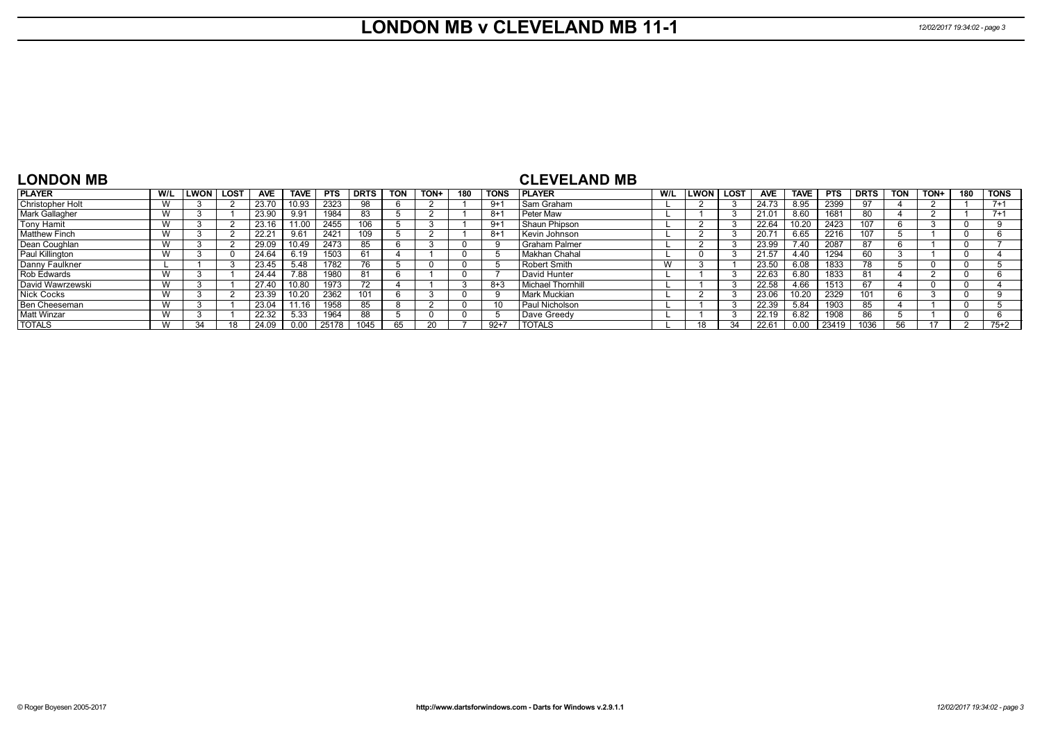# LONDON MB v CLEVELAND MB 11-1

## LONDON MB

| PLAYER | W/L | LWON | LOST | AVE | TAVE | PTS | DRTS | TON | TON+ | 180 | TONS |
|---|---|---|---|---|---|---|---|---|---|---|---|
| Christopher Holt | W | 3 | 2 | 23.70 | 10.93 | 2323 | 98 | 6 | 2 | 1 | 9+1 |
| Mark Gallagher | W | 3 | 1 | 23.90 | 9.91 | 1984 | 83 | 5 | 2 | 1 | 8+1 |
| Tony Hamit | W | 3 | 2 | 23.16 | 11.00 | 2455 | 106 | 5 | 3 | 1 | 9+1 |
| Matthew Finch | W | 3 | 2 | 22.21 | 9.61 | 2421 | 109 | 5 | 2 | 1 | 8+1 |
| Dean Coughlan | W | 3 | 2 | 29.09 | 10.49 | 2473 | 85 | 6 | 3 | 0 | 9 |
| Paul Killington | W | 3 | 0 | 24.64 | 6.19 | 1503 | 61 | 4 | 1 | 0 | 5 |
| Danny Faulkner | L | 1 | 3 | 23.45 | 5.48 | 1782 | 76 | 5 | 0 | 0 | 5 |
| Rob Edwards | W | 3 | 1 | 24.44 | 7.88 | 1980 | 81 | 6 | 1 | 0 | 7 |
| David Wawrzewski | W | 3 | 1 | 27.40 | 10.80 | 1973 | 72 | 4 | 1 | 3 | 8+3 |
| Nick Cocks | W | 3 | 2 | 23.39 | 10.20 | 2362 | 101 | 6 | 3 | 0 | 9 |
| Ben Cheeseman | W | 3 | 1 | 23.04 | 11.16 | 1958 | 85 | 8 | 2 | 0 | 10 |
| Matt Winzar | W | 3 | 1 | 22.32 | 5.33 | 1964 | 88 | 5 | 0 | 0 | 5 |
| TOTALS | W | 34 | 18 | 24.09 | 0.00 | 25178 | 1045 | 65 | 20 | 7 | 92+7 |

## CLEVELAND MB

| PLAYER | W/L | LWON | LOST | AVE | TAVE | PTS | DRTS | TON | TON+ | 180 | TONS |
|---|---|---|---|---|---|---|---|---|---|---|---|
| Sam Graham | L | 2 | 3 | 24.73 | 8.95 | 2399 | 97 | 4 | 2 | 1 | 7+1 |
| Peter Maw | L | 1 | 3 | 21.01 | 8.60 | 1681 | 80 | 4 | 2 | 1 | 7+1 |
| Shaun Phipson | L | 2 | 3 | 22.64 | 10.20 | 2423 | 107 | 6 | 3 | 0 | 9 |
| Kevin Johnson | L | 2 | 3 | 20.71 | 6.65 | 2216 | 107 | 5 | 1 | 0 | 6 |
| Graham Palmer | L | 2 | 3 | 23.99 | 7.40 | 2087 | 87 | 6 | 1 | 0 | 7 |
| Makhan Chahal | L | 0 | 3 | 21.57 | 4.40 | 1294 | 60 | 3 | 1 | 0 | 4 |
| Robert Smith | W | 3 | 1 | 23.50 | 6.08 | 1833 | 78 | 5 | 0 | 0 | 5 |
| David Hunter | L | 1 | 3 | 22.63 | 6.80 | 1833 | 81 | 4 | 2 | 0 | 6 |
| Michael Thornhill | L | 1 | 3 | 22.58 | 4.66 | 1513 | 67 | 4 | 0 | 0 | 4 |
| Mark Muckian | L | 2 | 3 | 23.06 | 10.20 | 2329 | 101 | 6 | 3 | 0 | 9 |
| Paul Nicholson | L | 1 | 3 | 22.39 | 5.84 | 1903 | 85 | 4 | 1 | 0 | 5 |
| Dave Greedy | L | 1 | 3 | 22.19 | 6.82 | 1908 | 86 | 5 | 1 | 0 | 6 |
| TOTALS | L | 18 | 34 | 22.61 | 0.00 | 23419 | 1036 | 56 | 17 | 2 | 75+2 |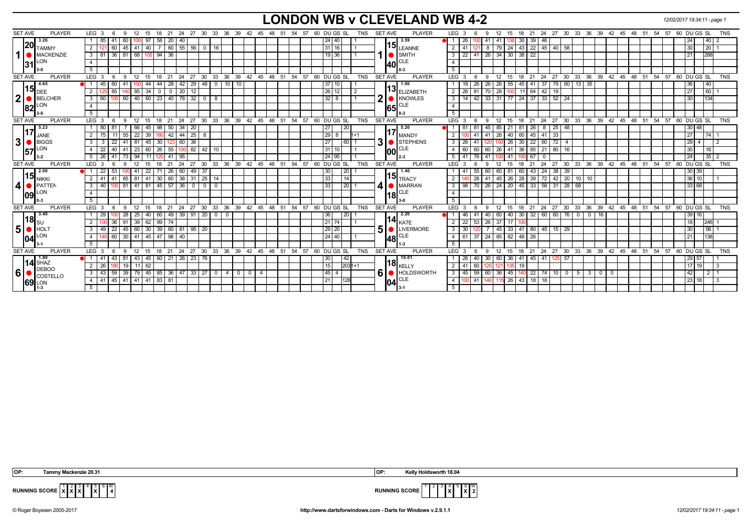# LONDON WB v CLEVELAND WB 4-2

12/02/2017 19:34:11 - page 1

| SET AVE | PLAYER | LEG | 3 | 6 | 9 | 12 | 15 | 18 | 21 | 24 | 27 | 30 | 33 | 36 | DU | GS | SL | TNS | SET AVE | PLAYER | LEG | 3 | 6 | 9 | 12 | 15 | 18 | 21 | 24 | 27 | 30 | 33 | 36 | DU | GS | SL | TNS |
|---|---|---|---|---|---|---|---|---|---|---|---|---|---|---|---|---|---|---|---|---|---|---|---|---|---|---|---|---|---|---|---|---|---|---|---|---|---|
| 3.26 / 20.31 | 1 TAMMY MACKENZIE LON 3-0 | 1 | 85 | 41 | 60 | 100 | 97 | 58 | 20 | 40 | | | | | 24 | 40 | | 1 | 3.59 / 15.40 | 1 LEANNE SMITH CLE 0-3 | 1 | 26 | 100 | 41 | 41 | 138 | 30 | 39 | 46 | | | | | | 24 | | 40 | 2 |
| | | 2 | 121 | 60 | 45 | 41 | 40 | 7 | 60 | 55 | 56 | 0 | 16 | | 31 | 16 | | 1 | | | 2 | 41 | 121 | 8 | 79 | 24 | 43 | 22 | 45 | 40 | 58 | | | | 30 | | 20 | 1 |
| | | 3 | 81 | 36 | 81 | 68 | 105 | 94 | 36 | | | | | | 19 | 36 | | 1 | | | 3 | 22 | 41 | 26 | 34 | 30 | 38 | 22 | | | | | | | 21 | | 288 | |
| 4.65 / 15.82 | 2 DEE BELCHER LON 3-0 | 1 | 45 | 60 | 41 | 100 | 44 | 44 | 28 | 42 | 29 | 48 | 0 | 10 | 37 | 10 | | 1 | 1.00 / 13.65 | 2 ELIZABETH KNOWLES CLE 0-3 | 1 | 18 | 26 | 26 | 26 | 55 | 45 | 41 | 37 | 79 | 60 | 13 | 35 | | 36 | | 40 | |
| | | 2 | 125 | 85 | 140 | 85 | 34 | 0 | 0 | 20 | 12 | | | | 26 | 12 | | 2 | | | 2 | 26 | 81 | 70 | 28 | 100 | 11 | 64 | 42 | 19 | | | | | 27 | | 60 | 1 |
| | | 3 | 60 | 100 | 60 | 40 | 60 | 23 | 40 | 78 | 32 | 0 | 8 | | 32 | 8 | | 1 | | | 3 | 14 | 42 | 33 | 31 | 77 | 24 | 37 | 33 | 52 | 24 | | | | 30 | | 134 | |
| 5.23 / 17.57 | 3 JANE BIGGS LON 3-2 | 1 | 80 | 81 | 7 | 66 | 45 | 98 | 50 | 34 | 20 | | | | 27 | | 20 | | 5.20 / 17.00 | 3 MANDY STEPHENS CLE 2-3 | 1 | 81 | 81 | 45 | 85 | 21 | 81 | 26 | 8 | 25 | 48 | | | | 30 | 48 | | |
| | | 2 | 75 | 11 | 55 | 22 | 39 | 180 | 42 | 44 | 25 | 8 | | | 29 | 8 | | 1+1 | | | 2 | 100 | 41 | 41 | 26 | 40 | 60 | 45 | 41 | 33 | | | | | 27 | | 74 | 1 |
| | | 3 | 3 | 22 | 41 | 81 | 45 | 30 | 123 | 60 | 36 | | | | 27 | | 60 | 1 | | | 3 | 26 | 41 | 120 | 100 | 26 | 30 | 22 | 60 | 72 | 4 | | | | 29 | 4 | | 2 |
| | | 4 | 22 | 40 | 41 | 23 | 60 | 26 | 55 | 100 | 82 | 42 | 10 | | 31 | 10 | | 1 | | | 4 | 60 | 60 | 60 | 26 | 41 | 36 | 85 | 21 | 80 | 16 | | | | 30 | | 16 | |
| | | 5 | 26 | 41 | 73 | 94 | 11 | 120 | 41 | 95 | | | | | 24 | 95 | | 1 | | | 5 | 41 | 76 | 41 | 100 | 41 | 100 | 67 | 0 | | | | | | 24 | | 35 | 2 |
| 2.00 / 15.09 | 4 NIKKI PATTEN LON 0-3 | 1 | 22 | 53 | 100 | 41 | 22 | 71 | 26 | 60 | 49 | 37 | | | 30 | | 20 | 1 | 1.40 / 15.18 | 4 TRACY MARRAN CLE 3-0 | 1 | 41 | 55 | 60 | 60 | 81 | 60 | 43 | 24 | 38 | 39 | | | | 30 | 39 | | |
| | | 2 | 41 | 41 | 85 | 81 | 41 | 30 | 60 | 38 | 31 | 25 | 14 | | 33 | | 14 | | | | 2 | 140 | 28 | 41 | 45 | 26 | 28 | 39 | 72 | 42 | 20 | 10 | 10 | | 36 | 10 | | 1 |
| | | 3 | 40 | 100 | 81 | 41 | 81 | 45 | 57 | 36 | 0 | 0 | 0 | | 33 | | 20 | 1 | | | 3 | 98 | 70 | 26 | 24 | 20 | 45 | 33 | 58 | 31 | 28 | 68 | | | 33 | 68 | | |
| 3.40 / 18.04 | 5 SU HOLT LON 3-1 | 1 | 29 | 100 | 28 | 25 | 40 | 60 | 49 | 39 | 91 | 20 | 0 | 0 | 36 | | 20 | 1 | 2.20 / 14.48 | 5 KATE LIVERMORE CLE 1-3 | 1 | 46 | 41 | 40 | 60 | 40 | 30 | 32 | 60 | 60 | 76 | 0 | 0 | 16 | 39 | 16 | | |
| | | 2 | 100 | 36 | 91 | 39 | 62 | 99 | 74 | | | | | | 21 | 74 | | 1 | | | 2 | 22 | 53 | 26 | 37 | 17 | 100 | | | | | | | | 18 | | 246 | 1 |
| | | 3 | 49 | 22 | 45 | 60 | 30 | 39 | 60 | 81 | 95 | 20 | | | 29 | 20 | | | | | 3 | 30 | 120 | 7 | 45 | 33 | 41 | 80 | 45 | 15 | 29 | | | | 30 | | 56 | 1 |
| | | 4 | 140 | 60 | 30 | 41 | 45 | 47 | 98 | 40 | | | | | 24 | 40 | | 1 | | | 4 | 61 | 37 | 24 | 85 | 82 | 48 | 26 | | | | | | | 21 | | 138 | |
| 1.80 / 14.69 | 6 SHAZ DEBOO COSTELLO LON 1-3 | 1 | 41 | 43 | 81 | 43 | 45 | 60 | 21 | 26 | 23 | 76 | | | 30 | | 42 | | 10.01 / 18.04 | 6 KELLY HOLDSWORTH CLE 3-1 | 1 | 26 | 40 | 30 | 60 | 36 | 41 | 45 | 41 | 125 | 57 | | | | 29 | 57 | | 1 |
| | | 2 | 26 | 180 | 19 | 11 | 62 | | | | | | | | 15 | | 203 | 1+1 | | | 2 | 41 | 60 | 125 | 121 | 135 | 19 | | | | | | | | 17 | 19 | | 3 |
| | | 3 | 43 | 59 | 39 | 79 | 45 | 85 | 36 | 47 | 33 | 27 | 0 | 4 | 45 | 4 | | | | | 3 | 45 | 59 | 60 | 36 | 45 | 140 | 22 | 74 | 10 | 0 | 5 | 3 | | 42 | | 2 | 1 |
| | | 4 | 41 | 45 | 41 | 41 | 41 | 83 | 81 | | | | | | 21 | | 128 | | | | 4 | 100 | 41 | 140 | 115 | 26 | 43 | 18 | 18 | | | | | | 23 | 18 | | 3 |

Note: LONDON leg 3 of set 6 continues: 0 | 0 | 4 after 36 (darts 39–45).

OP: Tammy Mackenzie 20.31

OP: Kelly Holdsworth 18.04

RUNNING SCORE (LONDON): 1 X, 2 X, 3 X, 4, 5 X, 6 — W 4

RUNNING SCORE (CLEVELAND): 1, 2, 3, 4 X, 5, 6 X — W 2

© Roger Boyesen 2005-2017 http://www.dartsforwindows.com - Darts for Windows v.2.9.1.1 12/02/2017 19:34:11 - page 1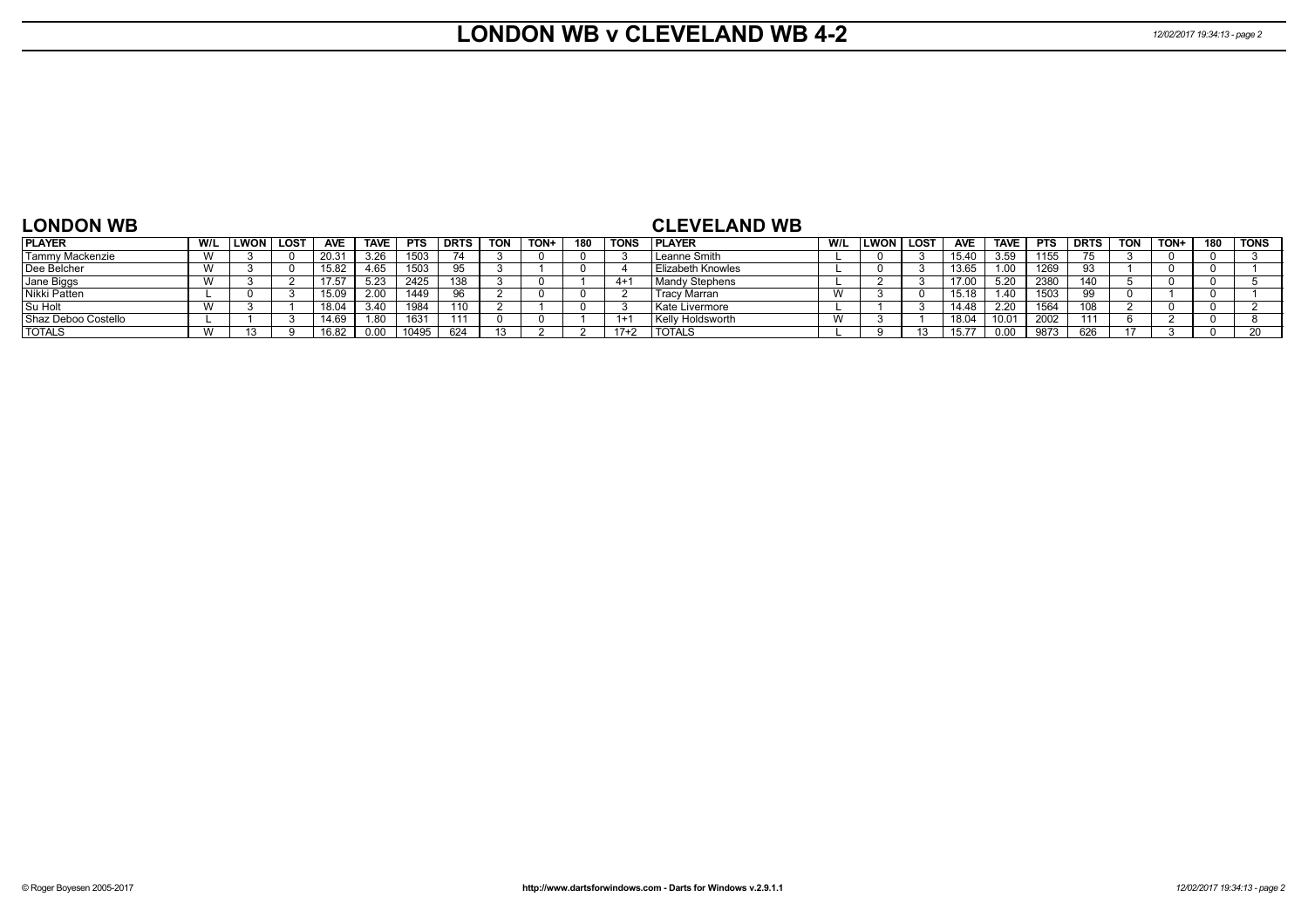# LONDON WB v CLEVELAND WB 4-2

## LONDON WB

| PLAYER | W/L | LWON | LOST | AVE | TAVE | PTS | DRTS | TON | TON+ | 180 | TONS |
|---|---|---|---|---|---|---|---|---|---|---|---|
| Tammy Mackenzie | W | 3 | 0 | 20.31 | 3.26 | 1503 | 74 | 3 | 0 | 0 | 3 |
| Dee Belcher | W | 3 | 0 | 15.82 | 4.65 | 1503 | 95 | 3 | 1 | 0 | 4 |
| Jane Biggs | W | 3 | 2 | 17.57 | 5.23 | 2425 | 138 | 3 | 0 | 1 | 4+1 |
| Nikki Patten | L | 0 | 3 | 15.09 | 2.00 | 1449 | 96 | 2 | 0 | 0 | 2 |
| Su Holt | W | 3 | 1 | 18.04 | 3.40 | 1984 | 110 | 2 | 1 | 0 | 3 |
| Shaz Deboo Costello | L | 1 | 3 | 14.69 | 1.80 | 1631 | 111 | 0 | 0 | 1 | 1+1 |
| TOTALS | W | 13 | 9 | 16.82 | 0.00 | 10495 | 624 | 13 | 2 | 2 | 17+2 |

## CLEVELAND WB

| PLAYER | W/L | LWON | LOST | AVE | TAVE | PTS | DRTS | TON | TON+ | 180 | TONS |
|---|---|---|---|---|---|---|---|---|---|---|---|
| Leanne Smith | L | 0 | 3 | 15.40 | 3.59 | 1155 | 75 | 3 | 0 | 0 | 3 |
| Elizabeth Knowles | L | 0 | 3 | 13.65 | 1.00 | 1269 | 93 | 1 | 0 | 0 | 1 |
| Mandy Stephens | L | 2 | 3 | 17.00 | 5.20 | 2380 | 140 | 5 | 0 | 0 | 5 |
| Tracy Marran | W | 3 | 0 | 15.18 | 1.40 | 1503 | 99 | 0 | 1 | 0 | 1 |
| Kate Livermore | L | 1 | 3 | 14.48 | 2.20 | 1564 | 108 | 2 | 0 | 0 | 2 |
| Kelly Holdsworth | W | 3 | 1 | 18.04 | 10.01 | 2002 | 111 | 6 | 2 | 0 | 8 |
| TOTALS | L | 9 | 13 | 15.77 | 0.00 | 9873 | 626 | 17 | 3 | 0 | 20 |